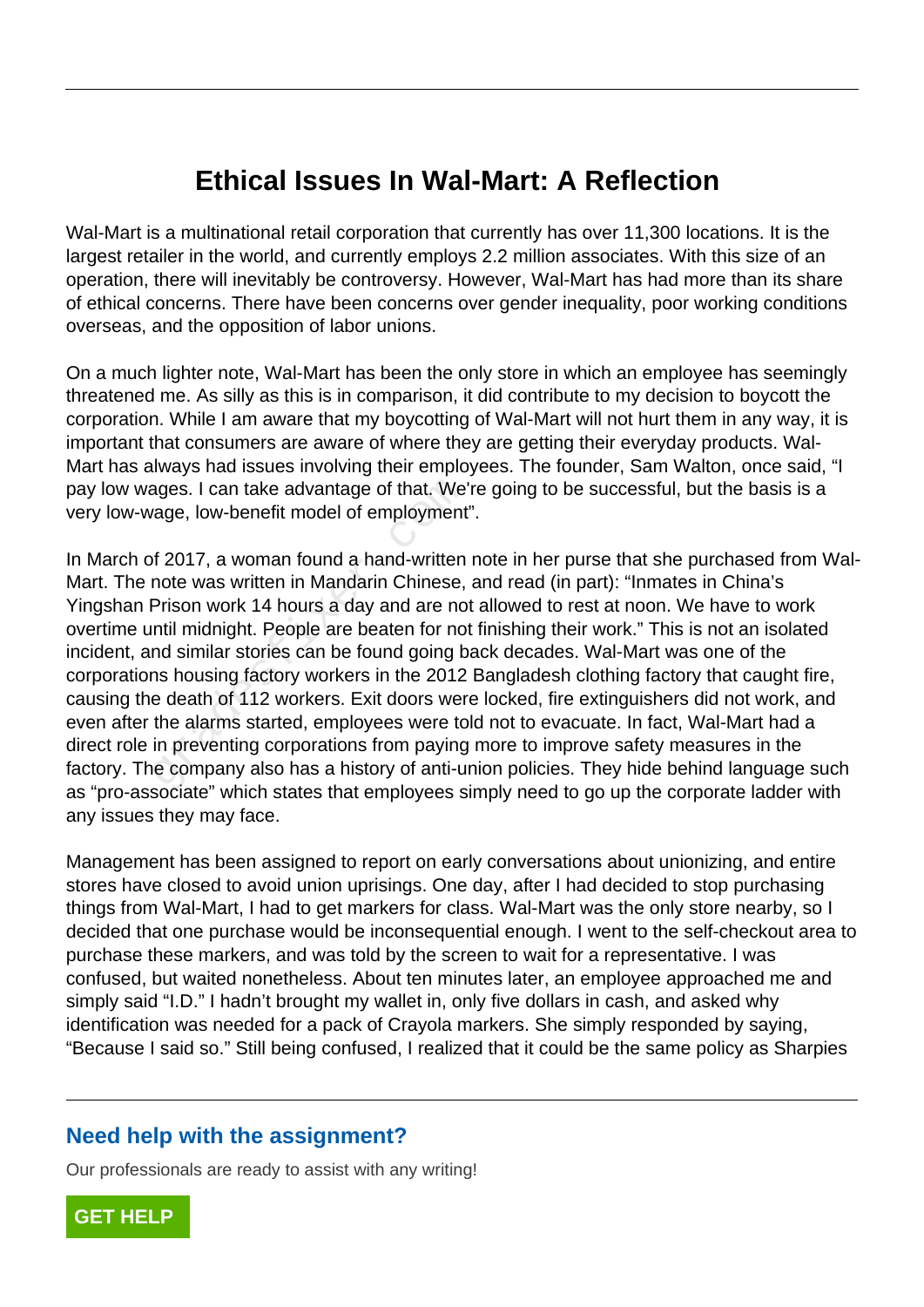# Ethical Issues In Wal-Mart: A Reflection

Wal-Mart is a multinational retail corporation that currently has over 11,300 locations. It is the largest retailer in the world, and currently employs 2.2 million associates. With this size of an operation, there will inevitably be controversy. However, Wal-Mart has had more than its share of ethical concerns. There have been concerns over gender inequality, poor working conditions overseas, and the opposition of labor unions.

On a much lighter note, Wal-Mart has been the only store in which an employee has seemingly threatened me. As silly as this is in comparison, it did contribute to my decision to boycott the corporation. While I am aware that my boycotting of Wal-Mart will not hurt them in any way, it is important that consumers are aware of where they are getting their everyday products. Wal-Mart has always had issues involving their employees. The founder, Sam Walton, once said, "I pay low wages. I can take advantage of that. We're going to be successful, but the basis is a very low-wage, low-benefit model of employment".

In March of 2017, a woman found a hand-written note in her purse that she purchased from Wal-Mart. The note was written in Mandarin Chinese, and read (in part): "Inmates in China's Yingshan Prison work 14 hours a day and are not allowed to rest at noon. We have to work overtime until midnight. People are beaten for not finishing their work." This is not an isolated incident, and similar stories can be found going back decades. Wal-Mart was one of the corporations housing factory workers in the 2012 Bangladesh clothing factory that caught fire, causing the death of 112 workers. Exit doors were locked, fire extinguishers did not work, and even after the alarms started, employees were told not to evacuate. In fact, Wal-Mart had a direct role in preventing corporations from paying more to improve safety measures in the factory. The company also has a history of anti-union policies. They hide behind language such as "pro-associate" which states that employees simply need to go up the corporate ladder with any issues they may face.

Management has been assigned to report on early conversations about unionizing, and entire stores have closed to avoid union uprisings. One day, after I had decided to stop purchasing things from Wal-Mart, I had to get markers for class. Wal-Mart was the only store nearby, so I decided that one purchase would be inconsequential enough. I went to the self-checkout area to purchase these markers, and was told by the screen to wait for a representative. I was confused, but waited nonetheless. About ten minutes later, an employee approached me and simply said "I.D." I hadn't brought my wallet in, only five dollars in cash, and asked why identification was needed for a pack of Crayola markers. She simply responded by saying, "Because I said so." Still being confused, I realized that it could be the same policy as Sharpies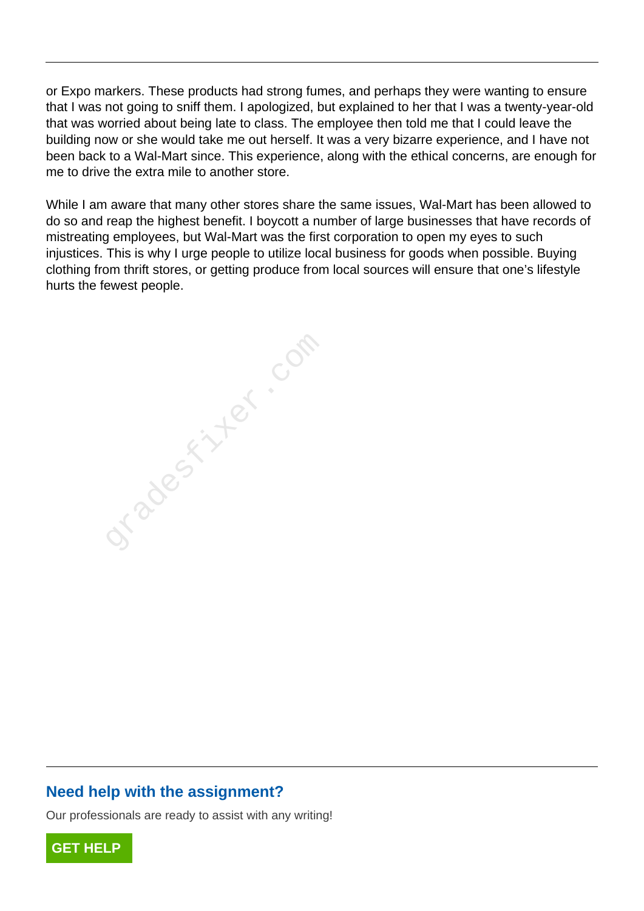or Expo markers. These products had strong fumes, and perhaps they were wanting to ensure that I was not going to sniff them. I apologized, but explained to her that I was a twenty-year-old that was worried about being late to class. The employee then told me that I could leave the building now or she would take me out herself. It was a very bizarre experience, and I have not been back to a Wal-Mart since. This experience, along with the ethical concerns, are enough for me to drive the extra mile to another store.

While I am aware that many other stores share the same issues, Wal-Mart has been allowed to do so and reap the highest benefit. I boycott a number of large businesses that have records of mistreating employees, but Wal-Mart was the first corporation to open my eyes to such injustices. This is why I urge people to utilize local business for goods when possible. Buying clothing from thrift stores, or getting produce from local sources will ensure that one's lifestyle hurts the fewest people.